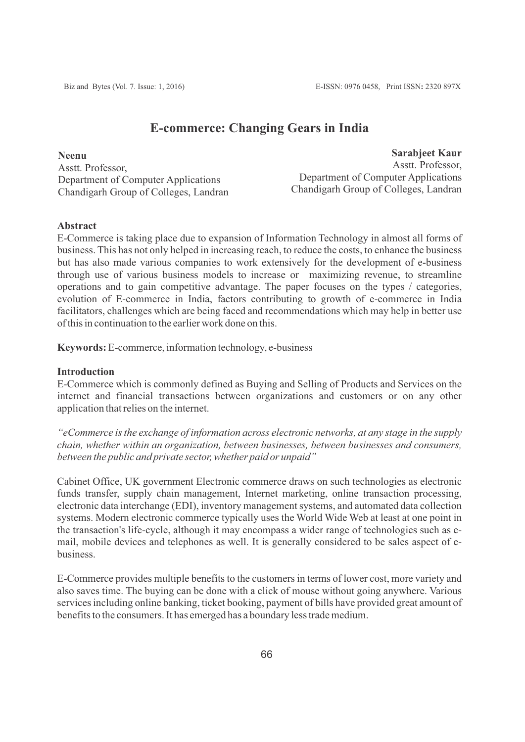# E-commerce: Changing Gears in India

**Neenu**
Asstt. Professor,
Department of Computer Applications
Chandigarh Group of Colleges, Landran

**Sarabjeet Kaur**
Asstt. Professor,
Department of Computer Applications
Chandigarh Group of Colleges, Landran

## Abstract

E-Commerce is taking place due to expansion of Information Technology in almost all forms of business. This has not only helped in increasing reach, to reduce the costs, to enhance the business but has also made various companies to work extensively for the development of e-business through use of various business models to increase or maximizing revenue, to streamline operations and to gain competitive advantage. The paper focuses on the types / categories, evolution of E-commerce in India, factors contributing to growth of e-commerce in India facilitators, challenges which are being faced and recommendations which may help in better use of this in continuation to the earlier work done on this.

**Keywords:** E-commerce, information technology, e-business

## Introduction

E-Commerce which is commonly defined as Buying and Selling of Products and Services on the internet and financial transactions between organizations and customers or on any other application that relies on the internet.

*"eCommerce is the exchange of information across electronic networks, at any stage in the supply chain, whether within an organization, between businesses, between businesses and consumers, between the public and private sector, whether paid or unpaid"*

Cabinet Office, UK government Electronic commerce draws on such technologies as electronic funds transfer, supply chain management, Internet marketing, online transaction processing, electronic data interchange (EDI), inventory management systems, and automated data collection systems. Modern electronic commerce typically uses the World Wide Web at least at one point in the transaction's life-cycle, although it may encompass a wider range of technologies such as e-mail, mobile devices and telephones as well. It is generally considered to be sales aspect of e-business.

E-Commerce provides multiple benefits to the customers in terms of lower cost, more variety and also saves time. The buying can be done with a click of mouse without going anywhere. Various services including online banking, ticket booking, payment of bills have provided great amount of benefits to the consumers. It has emerged has a boundary less trade medium.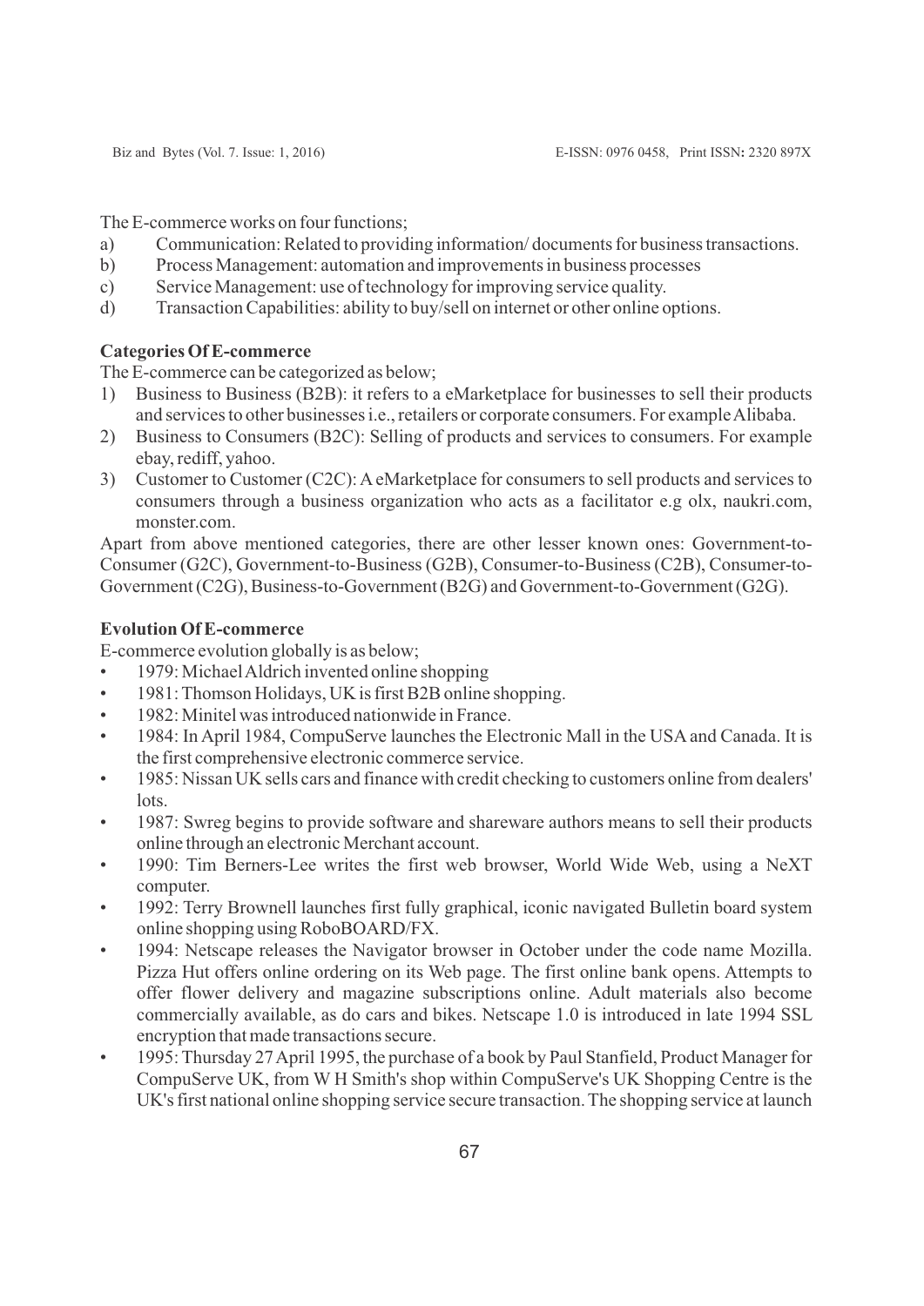The E-commerce works on four functions;

a) Communication: Related to providing information/ documents for business transactions.
b) Process Management: automation and improvements in business processes
c) Service Management: use of technology for improving service quality.
d) Transaction Capabilities: ability to buy/sell on internet or other online options.

**Categories Of E-commerce**

The E-commerce can be categorized as below;

1) Business to Business (B2B): it refers to a eMarketplace for businesses to sell their products and services to other businesses i.e., retailers or corporate consumers. For example Alibaba.
2) Business to Consumers (B2C): Selling of products and services to consumers. For example ebay, rediff, yahoo.
3) Customer to Customer (C2C): A eMarketplace for consumers to sell products and services to consumers through a business organization who acts as a facilitator e.g olx, naukri.com, monster.com.

Apart from above mentioned categories, there are other lesser known ones: Government-to-Consumer (G2C), Government-to-Business (G2B), Consumer-to-Business (C2B), Consumer-to-Government (C2G), Business-to-Government (B2G) and Government-to-Government (G2G).

**Evolution Of E-commerce**

E-commerce evolution globally is as below;

- 1979: Michael Aldrich invented online shopping
- 1981: Thomson Holidays, UK is first B2B online shopping.
- 1982: Minitel was introduced nationwide in France.
- 1984: In April 1984, CompuServe launches the Electronic Mall in the USA and Canada. It is the first comprehensive electronic commerce service.
- 1985: Nissan UK sells cars and finance with credit checking to customers online from dealers' lots.
- 1987: Swreg begins to provide software and shareware authors means to sell their products online through an electronic Merchant account.
- 1990: Tim Berners-Lee writes the first web browser, World Wide Web, using a NeXT computer.
- 1992: Terry Brownell launches first fully graphical, iconic navigated Bulletin board system online shopping using RoboBOARD/FX.
- 1994: Netscape releases the Navigator browser in October under the code name Mozilla. Pizza Hut offers online ordering on its Web page. The first online bank opens. Attempts to offer flower delivery and magazine subscriptions online. Adult materials also become commercially available, as do cars and bikes. Netscape 1.0 is introduced in late 1994 SSL encryption that made transactions secure.
- 1995: Thursday 27 April 1995, the purchase of a book by Paul Stanfield, Product Manager for CompuServe UK, from W H Smith's shop within CompuServe's UK Shopping Centre is the UK's first national online shopping service secure transaction. The shopping service at launch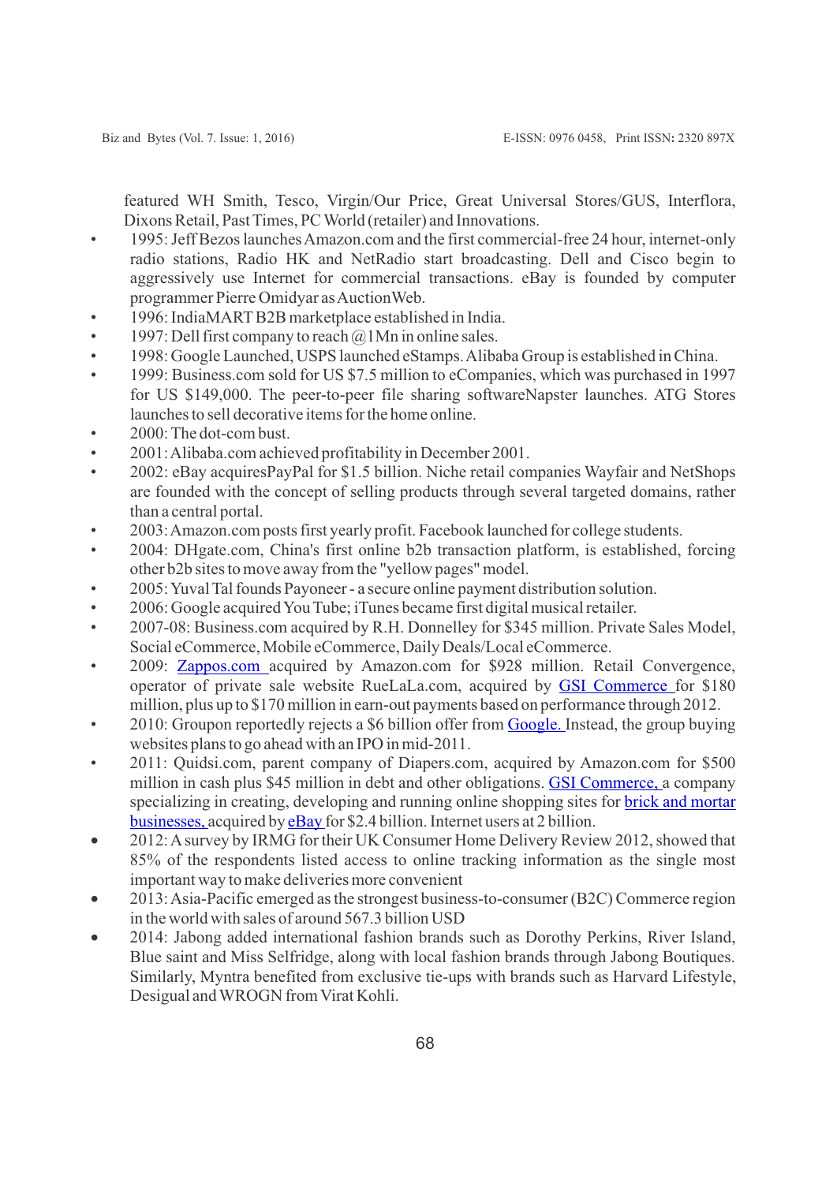featured WH Smith, Tesco, Virgin/Our Price, Great Universal Stores/GUS, Interflora, Dixons Retail, Past Times, PC World (retailer) and Innovations.

- 1995: Jeff Bezos launches Amazon.com and the first commercial-free 24 hour, internet-only radio stations, Radio HK and NetRadio start broadcasting. Dell and Cisco begin to aggressively use Internet for commercial transactions. eBay is founded by computer programmer Pierre Omidyar as AuctionWeb.
- 1996: IndiaMART B2B marketplace established in India.
- 1997: Dell first company to reach @1Mn in online sales.
- 1998: Google Launched, USPS launched eStamps. Alibaba Group is established in China.
- 1999: Business.com sold for US $7.5 million to eCompanies, which was purchased in 1997 for US $149,000. The peer-to-peer file sharing softwareNapster launches. ATG Stores launches to sell decorative items for the home online.
- 2000: The dot-com bust.
- 2001: Alibaba.com achieved profitability in December 2001.
- 2002: eBay acquiresPayPal for $1.5 billion. Niche retail companies Wayfair and NetShops are founded with the concept of selling products through several targeted domains, rather than a central portal.
- 2003: Amazon.com posts first yearly profit. Facebook launched for college students.
- 2004: DHgate.com, China's first online b2b transaction platform, is established, forcing other b2b sites to move away from the "yellow pages" model.
- 2005: Yuval Tal founds Payoneer - a secure online payment distribution solution.
- 2006: Google acquired You Tube; iTunes became first digital musical retailer.
- 2007-08: Business.com acquired by R.H. Donnelley for $345 million. Private Sales Model, Social eCommerce, Mobile eCommerce, Daily Deals/Local eCommerce.
- 2009: Zappos.com acquired by Amazon.com for $928 million. Retail Convergence, operator of private sale website RueLaLa.com, acquired by GSI Commerce for $180 million, plus up to $170 million in earn-out payments based on performance through 2012.
- 2010: Groupon reportedly rejects a $6 billion offer from Google. Instead, the group buying websites plans to go ahead with an IPO in mid-2011.
- 2011: Quidsi.com, parent company of Diapers.com, acquired by Amazon.com for $500 million in cash plus $45 million in debt and other obligations. GSI Commerce, a company specializing in creating, developing and running online shopping sites for brick and mortar businesses, acquired by eBay for $2.4 billion. Internet users at 2 billion.
- 2012: A survey by IRMG for their UK Consumer Home Delivery Review 2012, showed that 85% of the respondents listed access to online tracking information as the single most important way to make deliveries more convenient
- 2013: Asia-Pacific emerged as the strongest business-to-consumer (B2C) Commerce region in the world with sales of around 567.3 billion USD
- 2014: Jabong added international fashion brands such as Dorothy Perkins, River Island, Blue saint and Miss Selfridge, along with local fashion brands through Jabong Boutiques. Similarly, Myntra benefited from exclusive tie-ups with brands such as Harvard Lifestyle, Desigual and WROGN from Virat Kohli.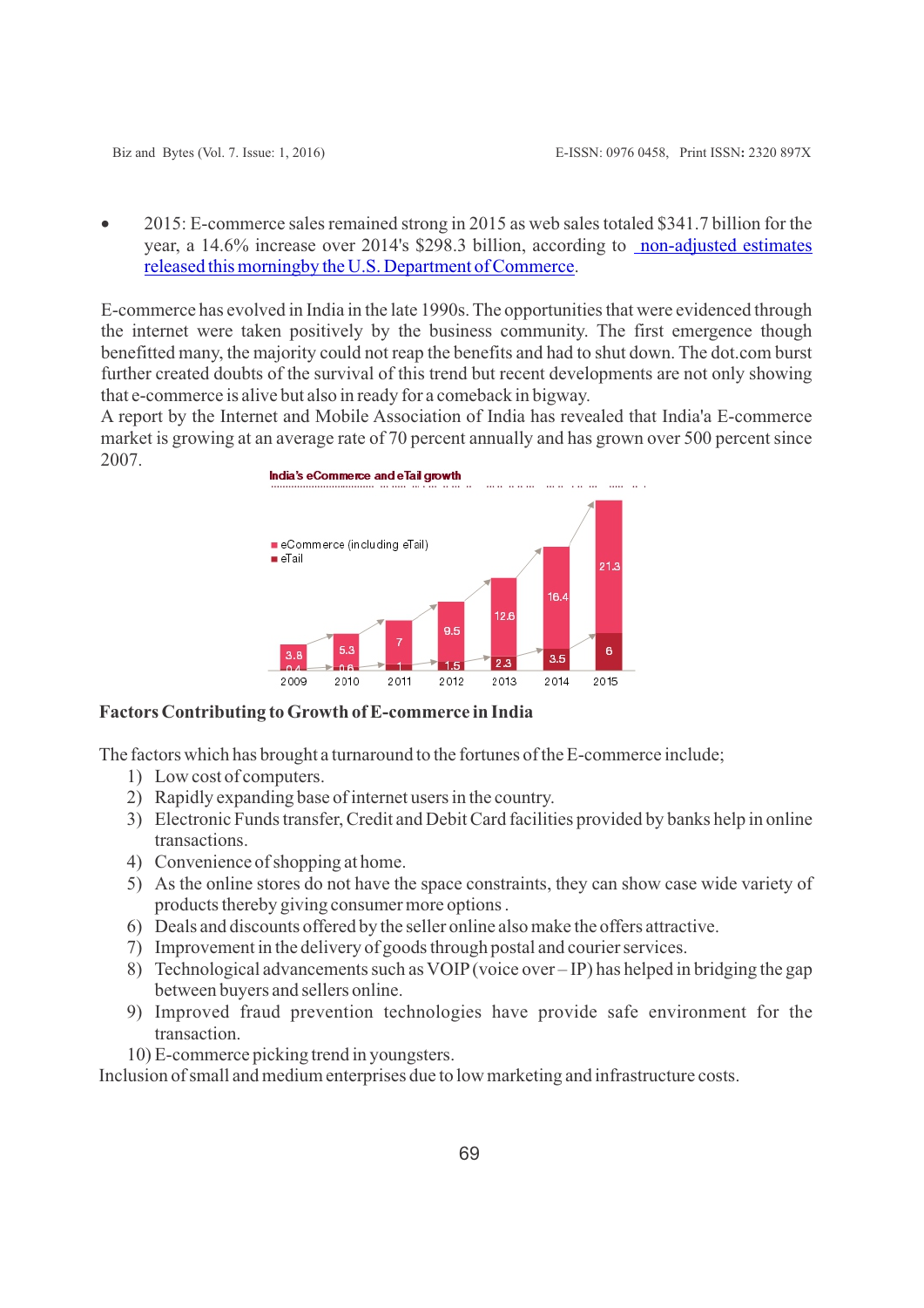- 2015: E-commerce sales remained strong in 2015 as web sales totaled $341.7 billion for the year, a 14.6% increase over 2014's $298.3 billion, according to non-adjusted estimates released this morningby the U.S. Department of Commerce.

E-commerce has evolved in India in the late 1990s. The opportunities that were evidenced through the internet were taken positively by the business community. The first emergence though benefitted many, the majority could not reap the benefits and had to shut down. The dot.com burst further created doubts of the survival of this trend but recent developments are not only showing that e-commerce is alive but also in ready for a comeback in bigway.
A report by the Internet and Mobile Association of India has revealed that India'a E-commerce market is growing at an average rate of 70 percent annually and has grown over 500 percent since 2007.

**India's eCommerce and eTail growth**

| Year | eCommerce (including eTail) | eTail |
|---|---|---|
| 2009 | 3.8 | 0.4 |
| 2010 | 5.3 | 0.6 |
| 2011 | 7 | 1 |
| 2012 | 9.5 | 1.5 |
| 2013 | 12.6 | 2.3 |
| 2014 | 16.4 | 3.5 |
| 2015 | 21.3 | 6 |

## Factors Contributing to Growth of E-commerce in India

The factors which has brought a turnaround to the fortunes of the E-commerce include;

1) Low cost of computers.
2) Rapidly expanding base of internet users in the country.
3) Electronic Funds transfer, Credit and Debit Card facilities provided by banks help in online transactions.
4) Convenience of shopping at home.
5) As the online stores do not have the space constraints, they can show case wide variety of products thereby giving consumer more options .
6) Deals and discounts offered by the seller online also make the offers attractive.
7) Improvement in the delivery of goods through postal and courier services.
8) Technological advancements such as VOIP (voice over – IP) has helped in bridging the gap between buyers and sellers online.
9) Improved fraud prevention technologies have provide safe environment for the transaction.
10) E-commerce picking trend in youngsters.

Inclusion of small and medium enterprises due to low marketing and infrastructure costs.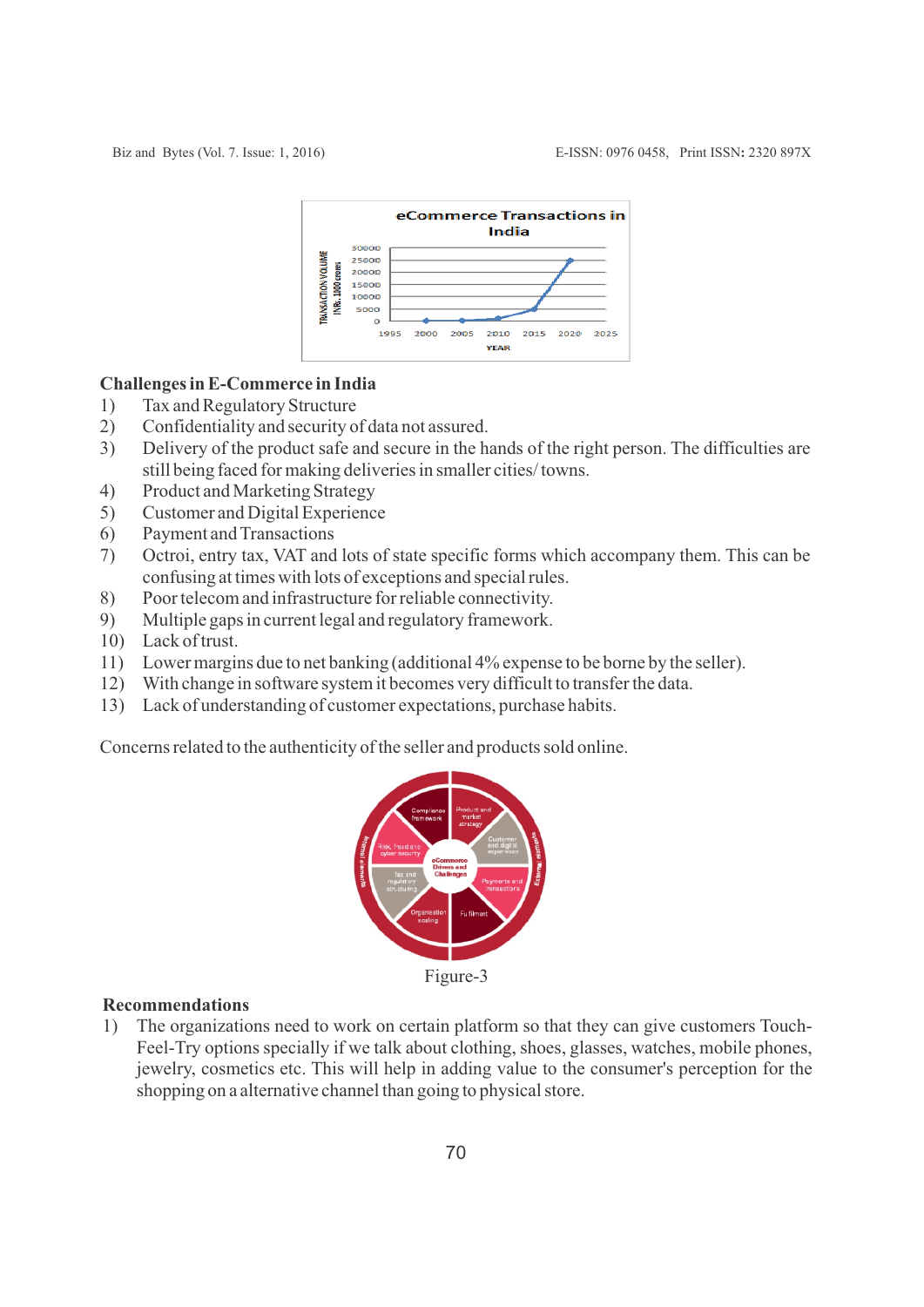## Challenges in E-Commerce in India

1) Tax and Regulatory Structure
2) Confidentiality and security of data not assured.
3) Delivery of the product safe and secure in the hands of the right person. The difficulties are still being faced for making deliveries in smaller cities/ towns.
4) Product and Marketing Strategy
5) Customer and Digital Experience
6) Payment and Transactions
7) Octroi, entry tax, VAT and lots of state specific forms which accompany them. This can be confusing at times with lots of exceptions and special rules.
8) Poor telecom and infrastructure for reliable connectivity.
9) Multiple gaps in current legal and regulatory framework.
10) Lack of trust.
11) Lower margins due to net banking (additional 4% expense to be borne by the seller).
12) With change in software system it becomes very difficult to transfer the data.
13) Lack of understanding of customer expectations, purchase habits.

Concerns related to the authenticity of the seller and products sold online.

Figure-3

## Recommendations

1) The organizations need to work on certain platform so that they can give customers Touch-Feel-Try options specially if we talk about clothing, shoes, glasses, watches, mobile phones, jewelry, cosmetics etc. This will help in adding value to the consumer's perception for the shopping on a alternative channel than going to physical store.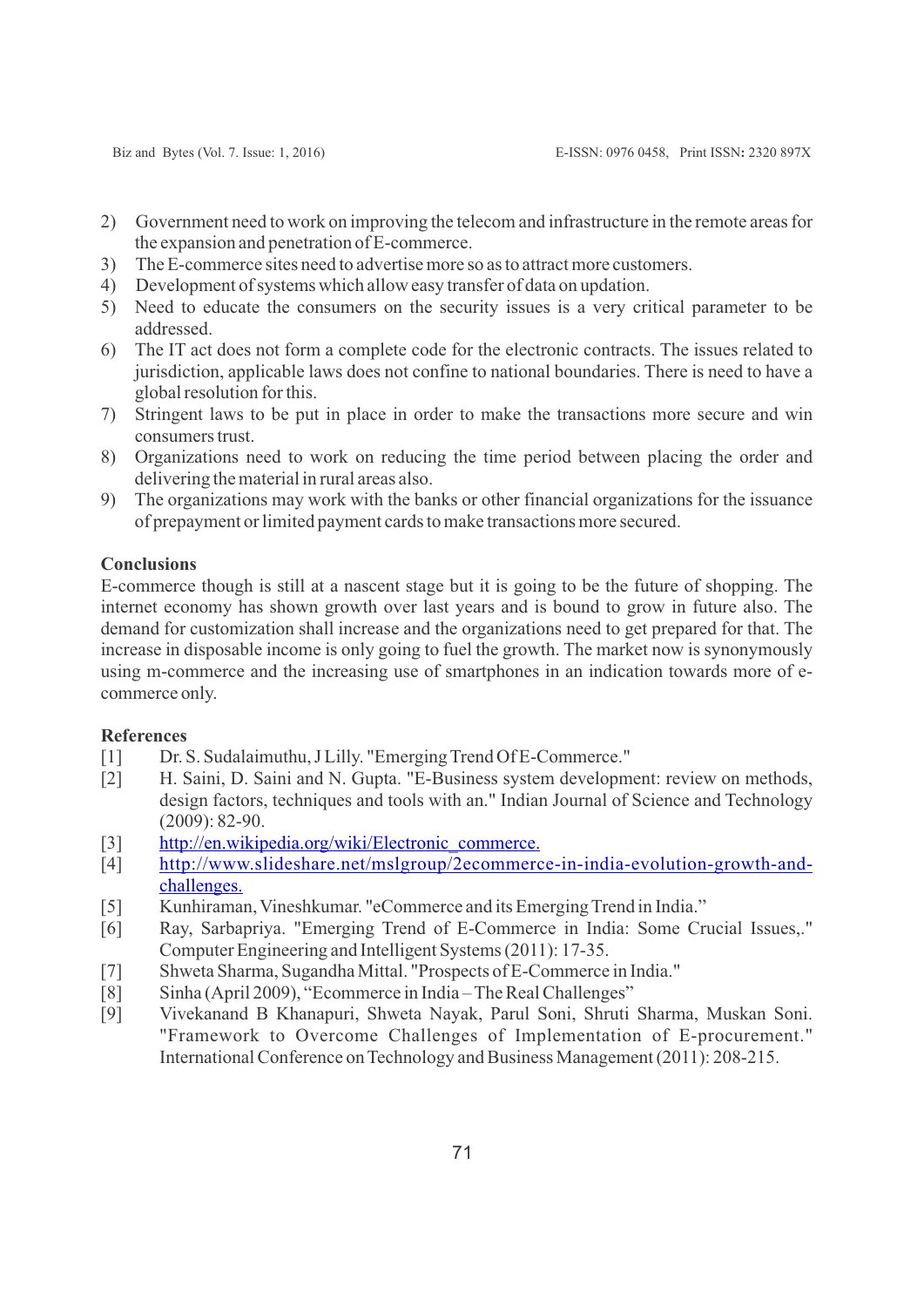2) Government need to work on improving the telecom and infrastructure in the remote areas for the expansion and penetration of E-commerce.
3) The E-commerce sites need to advertise more so as to attract more customers.
4) Development of systems which allow easy transfer of data on updation.
5) Need to educate the consumers on the security issues is a very critical parameter to be addressed.
6) The IT act does not form a complete code for the electronic contracts. The issues related to jurisdiction, applicable laws does not confine to national boundaries. There is need to have a global resolution for this.
7) Stringent laws to be put in place in order to make the transactions more secure and win consumers trust.
8) Organizations need to work on reducing the time period between placing the order and delivering the material in rural areas also.
9) The organizations may work with the banks or other financial organizations for the issuance of prepayment or limited payment cards to make transactions more secured.

## Conclusions

E-commerce though is still at a nascent stage but it is going to be the future of shopping. The internet economy has shown growth over last years and is bound to grow in future also. The demand for customization shall increase and the organizations need to get prepared for that. The increase in disposable income is only going to fuel the growth. The market now is synonymously using m-commerce and the increasing use of smartphones in an indication towards more of e-commerce only.

## References

[1] Dr. S. Sudalaimuthu, J Lilly. "Emerging Trend Of E-Commerce."

[2] H. Saini, D. Saini and N. Gupta. "E-Business system development: review on methods, design factors, techniques and tools with an." Indian Journal of Science and Technology (2009): 82-90.

[3] http://en.wikipedia.org/wiki/Electronic_commerce.

[4] http://www.slideshare.net/mslgroup/2ecommerce-in-india-evolution-growth-and-challenges.

[5] Kunhiraman, Vineshkumar. "eCommerce and its Emerging Trend in India."

[6] Ray, Sarbapriya. "Emerging Trend of E-Commerce in India: Some Crucial Issues,." Computer Engineering and Intelligent Systems (2011): 17-35.

[7] Shweta Sharma, Sugandha Mittal. "Prospects of E-Commerce in India."

[8] Sinha (April 2009), "Ecommerce in India – The Real Challenges"

[9] Vivekanand B Khanapuri, Shweta Nayak, Parul Soni, Shruti Sharma, Muskan Soni. "Framework to Overcome Challenges of Implementation of E-procurement." International Conference on Technology and Business Management (2011): 208-215.